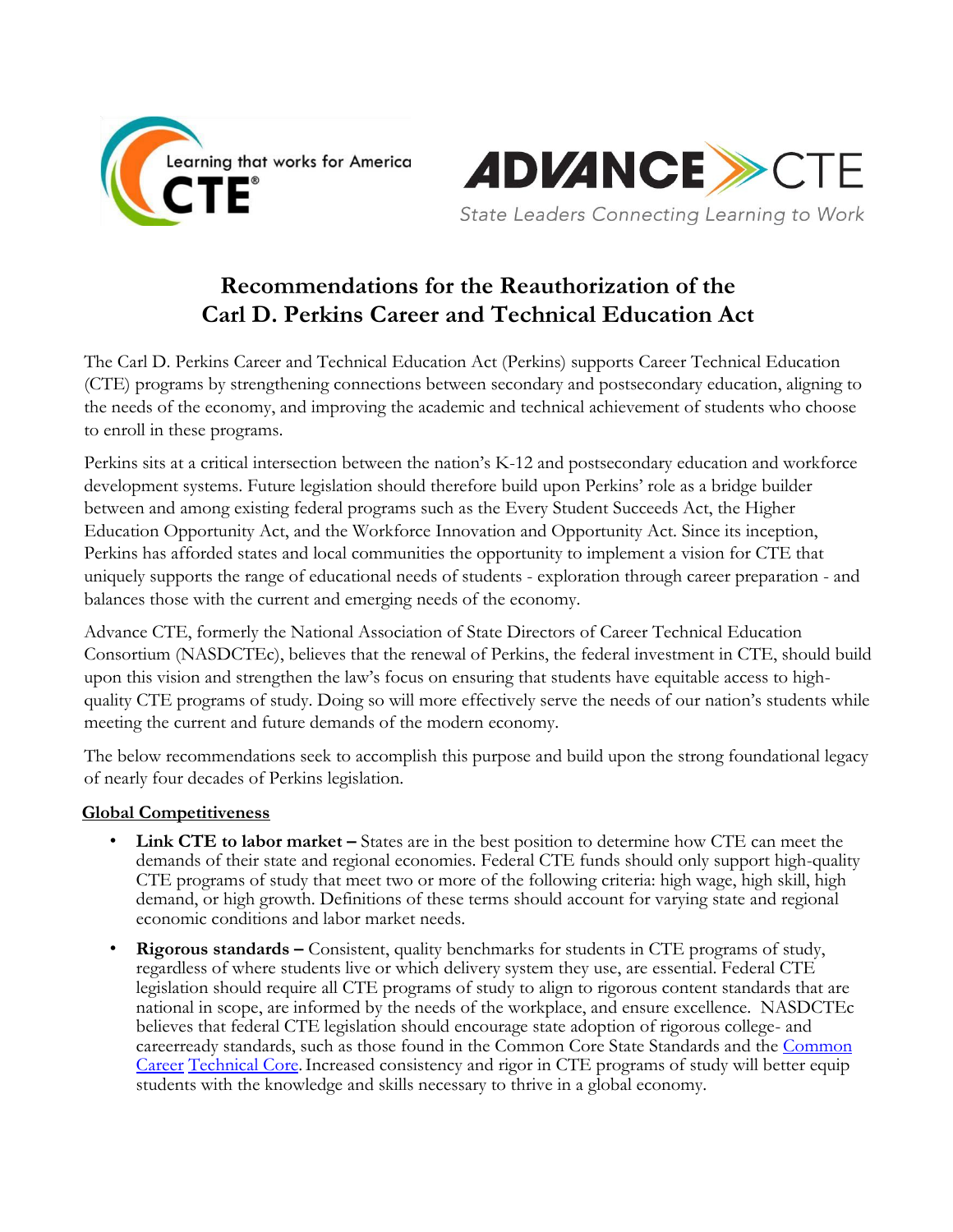Learning that works for America CTE

ADVANCE CTE
State Leaders Connecting Learning to Work

# Recommendations for the Reauthorization of the Carl D. Perkins Career and Technical Education Act

The Carl D. Perkins Career and Technical Education Act (Perkins) supports Career Technical Education (CTE) programs by strengthening connections between secondary and postsecondary education, aligning to the needs of the economy, and improving the academic and technical achievement of students who choose to enroll in these programs.

Perkins sits at a critical intersection between the nation's K-12 and postsecondary education and workforce development systems. Future legislation should therefore build upon Perkins' role as a bridge builder between and among existing federal programs such as the Every Student Succeeds Act, the Higher Education Opportunity Act, and the Workforce Innovation and Opportunity Act. Since its inception, Perkins has afforded states and local communities the opportunity to implement a vision for CTE that uniquely supports the range of educational needs of students - exploration through career preparation - and balances those with the current and emerging needs of the economy.

Advance CTE, formerly the National Association of State Directors of Career Technical Education Consortium (NASDCTEc), believes that the renewal of Perkins, the federal investment in CTE, should build upon this vision and strengthen the law's focus on ensuring that students have equitable access to high-quality CTE programs of study. Doing so will more effectively serve the needs of our nation's students while meeting the current and future demands of the modern economy.

The below recommendations seek to accomplish this purpose and build upon the strong foundational legacy of nearly four decades of Perkins legislation.

## Global Competitiveness

- **Link CTE to labor market –** States are in the best position to determine how CTE can meet the demands of their state and regional economies. Federal CTE funds should only support high-quality CTE programs of study that meet two or more of the following criteria: high wage, high skill, high demand, or high growth. Definitions of these terms should account for varying state and regional economic conditions and labor market needs.
- **Rigorous standards –** Consistent, quality benchmarks for students in CTE programs of study, regardless of where students live or which delivery system they use, are essential. Federal CTE legislation should require all CTE programs of study to align to rigorous content standards that are national in scope, are informed by the needs of the workplace, and ensure excellence. NASDCTEc believes that federal CTE legislation should encourage state adoption of rigorous college- and careerready standards, such as those found in the Common Core State Standards and the Common Career Technical Core. Increased consistency and rigor in CTE programs of study will better equip students with the knowledge and skills necessary to thrive in a global economy.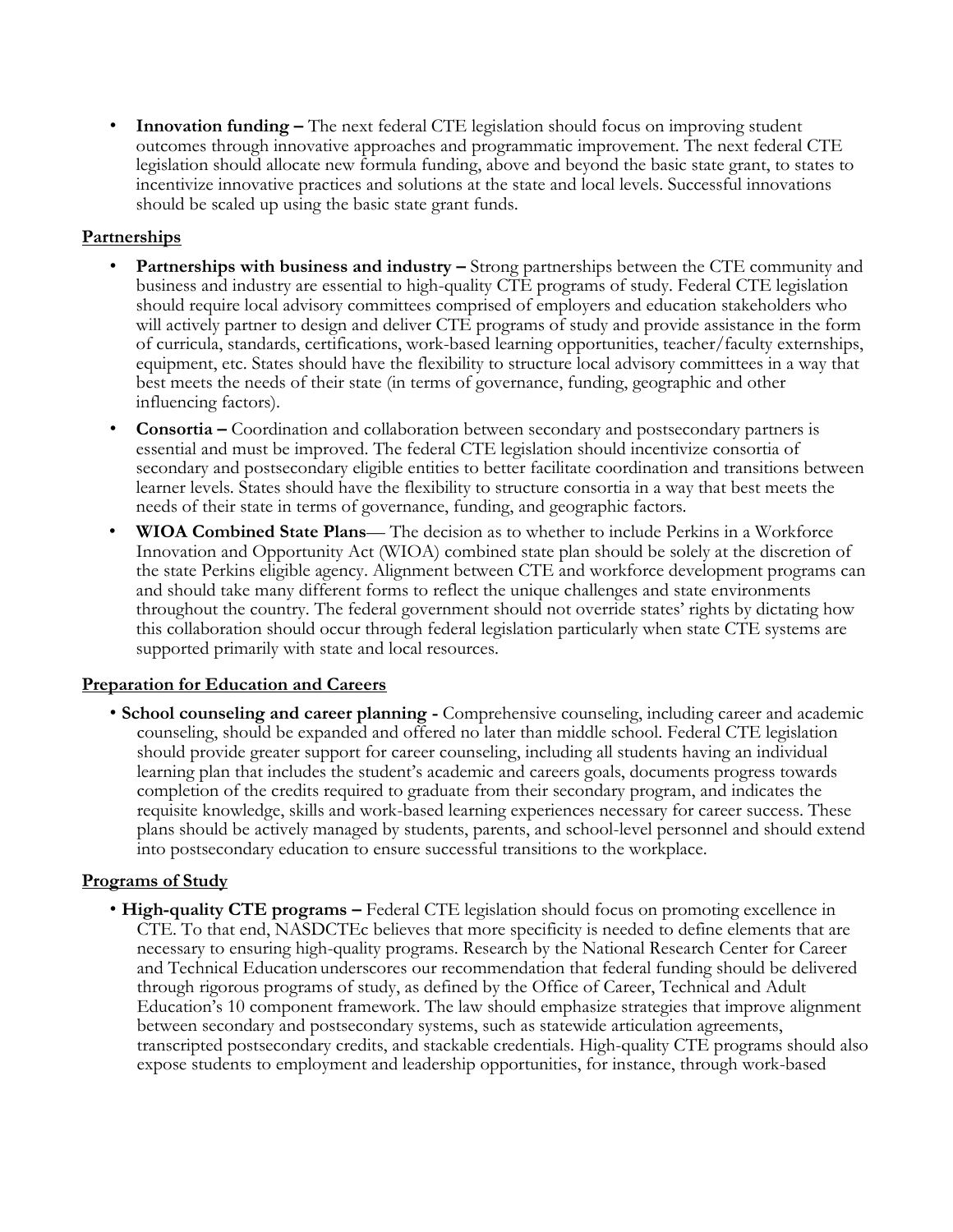- **Innovation funding –** The next federal CTE legislation should focus on improving student outcomes through innovative approaches and programmatic improvement. The next federal CTE legislation should allocate new formula funding, above and beyond the basic state grant, to states to incentivize innovative practices and solutions at the state and local levels. Successful innovations should be scaled up using the basic state grant funds.

**Partnerships**

- **Partnerships with business and industry –** Strong partnerships between the CTE community and business and industry are essential to high-quality CTE programs of study. Federal CTE legislation should require local advisory committees comprised of employers and education stakeholders who will actively partner to design and deliver CTE programs of study and provide assistance in the form of curricula, standards, certifications, work-based learning opportunities, teacher/faculty externships, equipment, etc. States should have the flexibility to structure local advisory committees in a way that best meets the needs of their state (in terms of governance, funding, geographic and other influencing factors).
- **Consortia –** Coordination and collaboration between secondary and postsecondary partners is essential and must be improved. The federal CTE legislation should incentivize consortia of secondary and postsecondary eligible entities to better facilitate coordination and transitions between learner levels. States should have the flexibility to structure consortia in a way that best meets the needs of their state in terms of governance, funding, and geographic factors.
- **WIOA Combined State Plans**— The decision as to whether to include Perkins in a Workforce Innovation and Opportunity Act (WIOA) combined state plan should be solely at the discretion of the state Perkins eligible agency. Alignment between CTE and workforce development programs can and should take many different forms to reflect the unique challenges and state environments throughout the country. The federal government should not override states' rights by dictating how this collaboration should occur through federal legislation particularly when state CTE systems are supported primarily with state and local resources.

**Preparation for Education and Careers**

- **School counseling and career planning -** Comprehensive counseling, including career and academic counseling, should be expanded and offered no later than middle school. Federal CTE legislation should provide greater support for career counseling, including all students having an individual learning plan that includes the student's academic and careers goals, documents progress towards completion of the credits required to graduate from their secondary program, and indicates the requisite knowledge, skills and work-based learning experiences necessary for career success. These plans should be actively managed by students, parents, and school-level personnel and should extend into postsecondary education to ensure successful transitions to the workplace.

**Programs of Study**

- **High-quality CTE programs –** Federal CTE legislation should focus on promoting excellence in CTE. To that end, NASDCTEc believes that more specificity is needed to define elements that are necessary to ensuring high-quality programs. Research by the National Research Center for Career and Technical Education underscores our recommendation that federal funding should be delivered through rigorous programs of study, as defined by the Office of Career, Technical and Adult Education's 10 component framework. The law should emphasize strategies that improve alignment between secondary and postsecondary systems, such as statewide articulation agreements, transcripted postsecondary credits, and stackable credentials. High-quality CTE programs should also expose students to employment and leadership opportunities, for instance, through work-based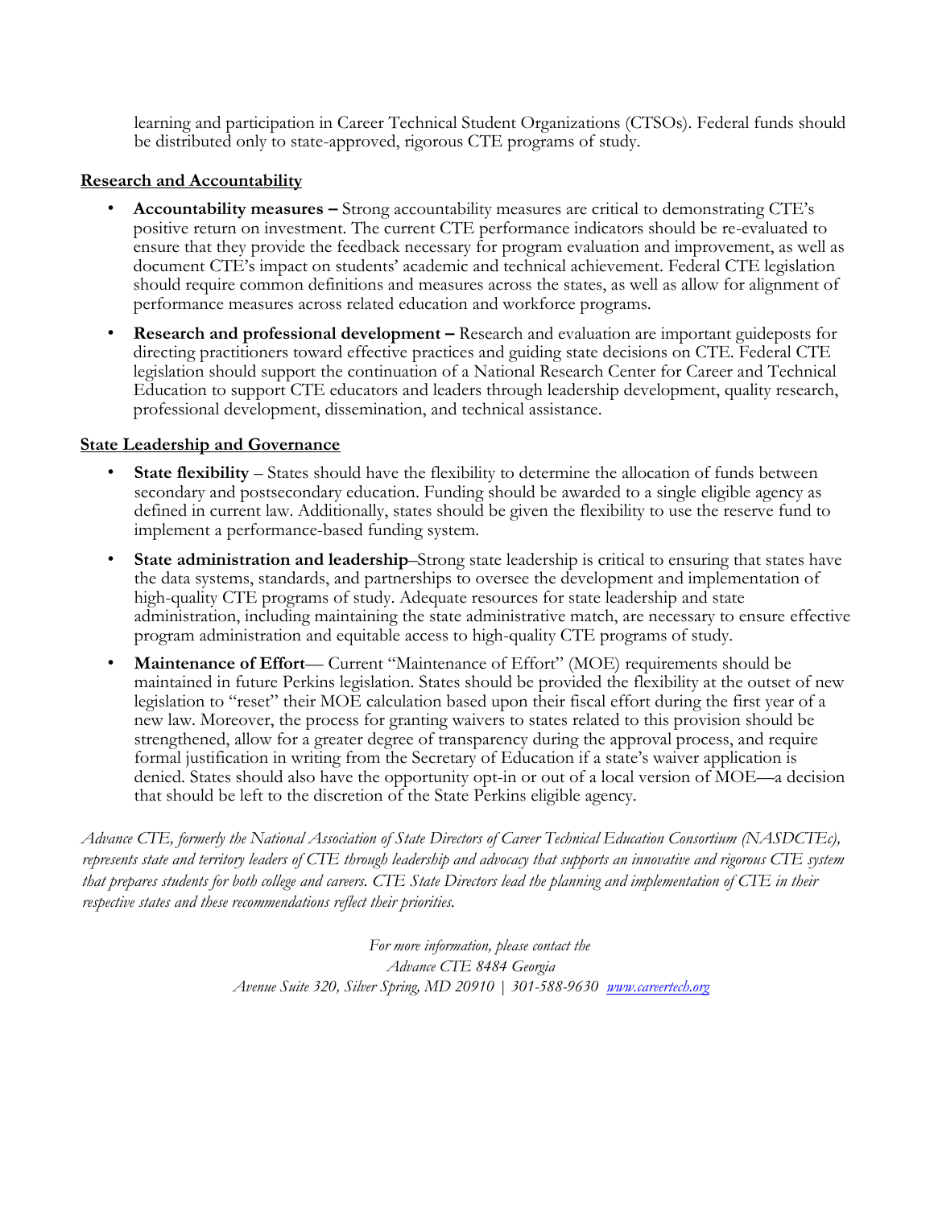learning and participation in Career Technical Student Organizations (CTSOs). Federal funds should be distributed only to state-approved, rigorous CTE programs of study.

**Research and Accountability**

- **Accountability measures –** Strong accountability measures are critical to demonstrating CTE's positive return on investment. The current CTE performance indicators should be re-evaluated to ensure that they provide the feedback necessary for program evaluation and improvement, as well as document CTE's impact on students' academic and technical achievement. Federal CTE legislation should require common definitions and measures across the states, as well as allow for alignment of performance measures across related education and workforce programs.
- **Research and professional development –** Research and evaluation are important guideposts for directing practitioners toward effective practices and guiding state decisions on CTE. Federal CTE legislation should support the continuation of a National Research Center for Career and Technical Education to support CTE educators and leaders through leadership development, quality research, professional development, dissemination, and technical assistance.

**State Leadership and Governance**

- **State flexibility** – States should have the flexibility to determine the allocation of funds between secondary and postsecondary education. Funding should be awarded to a single eligible agency as defined in current law. Additionally, states should be given the flexibility to use the reserve fund to implement a performance-based funding system.
- **State administration and leadership**–Strong state leadership is critical to ensuring that states have the data systems, standards, and partnerships to oversee the development and implementation of high-quality CTE programs of study. Adequate resources for state leadership and state administration, including maintaining the state administrative match, are necessary to ensure effective program administration and equitable access to high-quality CTE programs of study.
- **Maintenance of Effort**— Current "Maintenance of Effort" (MOE) requirements should be maintained in future Perkins legislation. States should be provided the flexibility at the outset of new legislation to "reset" their MOE calculation based upon their fiscal effort during the first year of a new law. Moreover, the process for granting waivers to states related to this provision should be strengthened, allow for a greater degree of transparency during the approval process, and require formal justification in writing from the Secretary of Education if a state's waiver application is denied. States should also have the opportunity opt-in or out of a local version of MOE—a decision that should be left to the discretion of the State Perkins eligible agency.

*Advance CTE, formerly the National Association of State Directors of Career Technical Education Consortium (NASDCTEc), represents state and territory leaders of CTE through leadership and advocacy that supports an innovative and rigorous CTE system that prepares students for both college and careers. CTE State Directors lead the planning and implementation of CTE in their respective states and these recommendations reflect their priorities.*

*For more information, please contact the Advance CTE 8484 Georgia Avenue Suite 320, Silver Spring, MD 20910 | 301-588-9630 [www.careertech.org](http://www.careertech.org)*